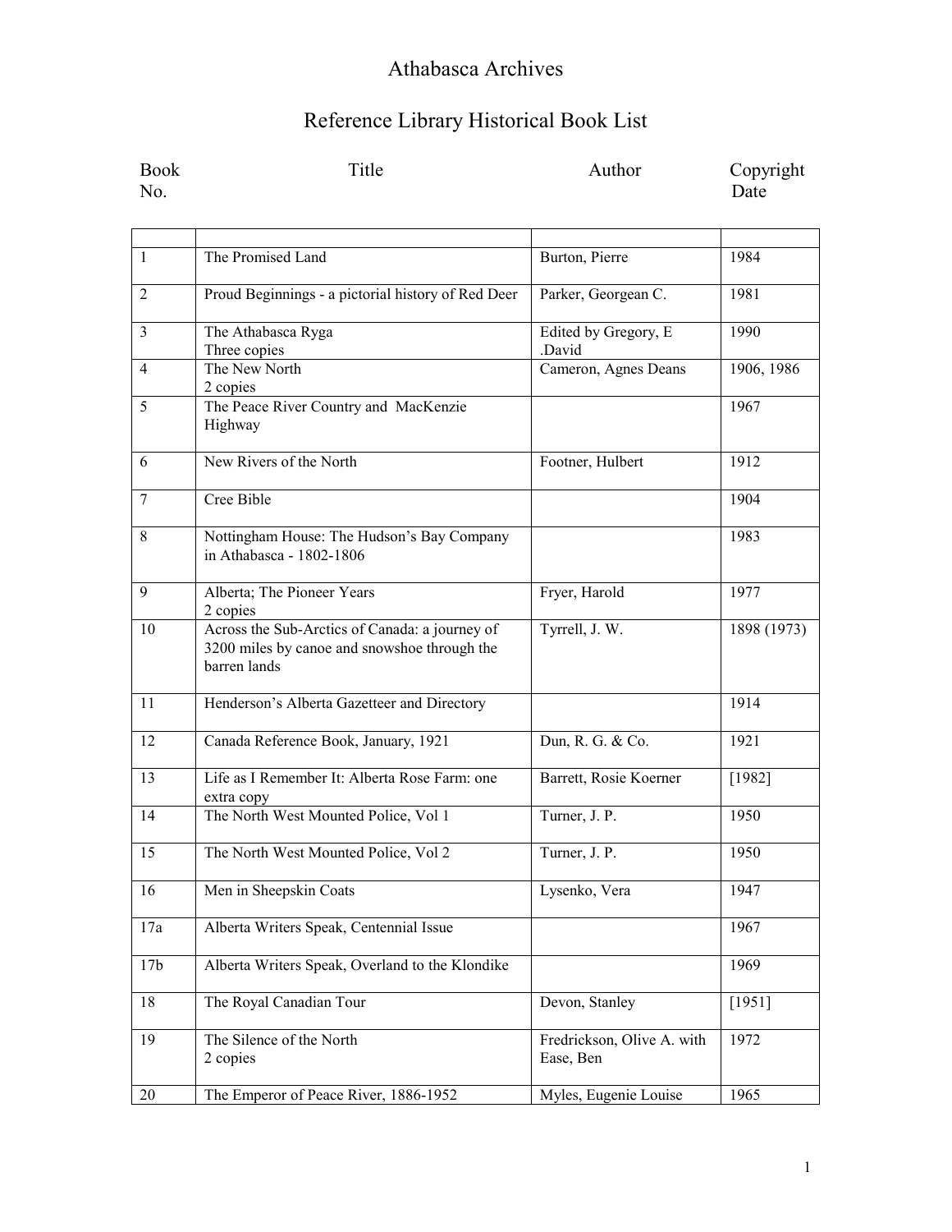# Athabasca Archives

## Reference Library Historical Book List

| Book No. | Title | Author | Copyright Date |
|---|---|---|---|
| | | | |
| 1 | The Promised Land | Burton, Pierre | 1984 |
| 2 | Proud Beginnings - a pictorial history of Red Deer | Parker, Georgean C. | 1981 |
| 3 | The Athabasca Ryga Three copies | Edited by Gregory, E .David | 1990 |
| 4 | The New North 2 copies | Cameron, Agnes Deans | 1906, 1986 |
| 5 | The Peace River Country and MacKenzie Highway | | 1967 |
| 6 | New Rivers of the North | Footner, Hulbert | 1912 |
| 7 | Cree Bible | | 1904 |
| 8 | Nottingham House: The Hudson's Bay Company in Athabasca - 1802-1806 | | 1983 |
| 9 | Alberta; The Pioneer Years 2 copies | Fryer, Harold | 1977 |
| 10 | Across the Sub-Arctics of Canada: a journey of 3200 miles by canoe and snowshoe through the barren lands | Tyrrell, J. W. | 1898 (1973) |
| 11 | Henderson's Alberta Gazetteer and Directory | | 1914 |
| 12 | Canada Reference Book, January, 1921 | Dun, R. G. & Co. | 1921 |
| 13 | Life as I Remember It: Alberta Rose Farm: one extra copy | Barrett, Rosie Koerner | [1982] |
| 14 | The North West Mounted Police, Vol 1 | Turner, J. P. | 1950 |
| 15 | The North West Mounted Police, Vol 2 | Turner, J. P. | 1950 |
| 16 | Men in Sheepskin Coats | Lysenko, Vera | 1947 |
| 17a | Alberta Writers Speak, Centennial Issue | | 1967 |
| 17b | Alberta Writers Speak, Overland to the Klondike | | 1969 |
| 18 | The Royal Canadian Tour | Devon, Stanley | [1951] |
| 19 | The Silence of the North 2 copies | Fredrickson, Olive A. with Ease, Ben | 1972 |
| 20 | The Emperor of Peace River, 1886-1952 | Myles, Eugenie Louise | 1965 |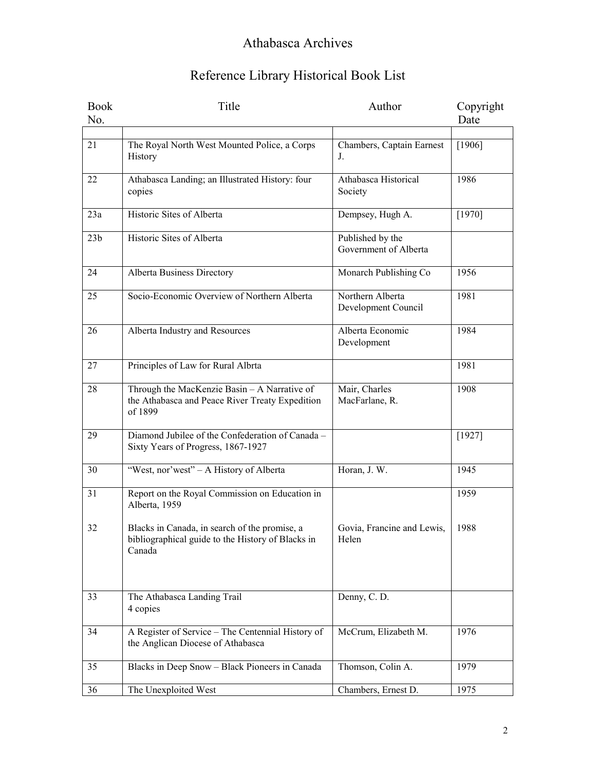# Athabasca Archives

## Reference Library Historical Book List

| Book No. | Title | Author | Copyright Date |
|---|---|---|---|
| | | | |
| 21 | The Royal North West Mounted Police, a Corps History | Chambers, Captain Earnest J. | [1906] |
| 22 | Athabasca Landing; an Illustrated History: four copies | Athabasca Historical Society | 1986 |
| 23a | Historic Sites of Alberta | Dempsey, Hugh A. | [1970] |
| 23b | Historic Sites of Alberta | Published by the Government of Alberta | |
| 24 | Alberta Business Directory | Monarch Publishing Co | 1956 |
| 25 | Socio-Economic Overview of Northern Alberta | Northern Alberta Development Council | 1981 |
| 26 | Alberta Industry and Resources | Alberta Economic Development | 1984 |
| 27 | Principles of Law for Rural Albrta | | 1981 |
| 28 | Through the MacKenzie Basin – A Narrative of the Athabasca and Peace River Treaty Expedition of 1899 | Mair, Charles MacFarlane, R. | 1908 |
| 29 | Diamond Jubilee of the Confederation of Canada – Sixty Years of Progress, 1867-1927 | | [1927] |
| 30 | "West, nor'west" – A History of Alberta | Horan, J. W. | 1945 |
| 31 | Report on the Royal Commission on Education in Alberta, 1959 | | 1959 |
| 32 | Blacks in Canada, in search of the promise, a bibliographical guide to the History of Blacks in Canada | Govia, Francine and Lewis, Helen | 1988 |
| 33 | The Athabasca Landing Trail 4 copies | Denny, C. D. | |
| 34 | A Register of Service – The Centennial History of the Anglican Diocese of Athabasca | McCrum, Elizabeth M. | 1976 |
| 35 | Blacks in Deep Snow – Black Pioneers in Canada | Thomson, Colin A. | 1979 |
| 36 | The Unexploited West | Chambers, Ernest D. | 1975 |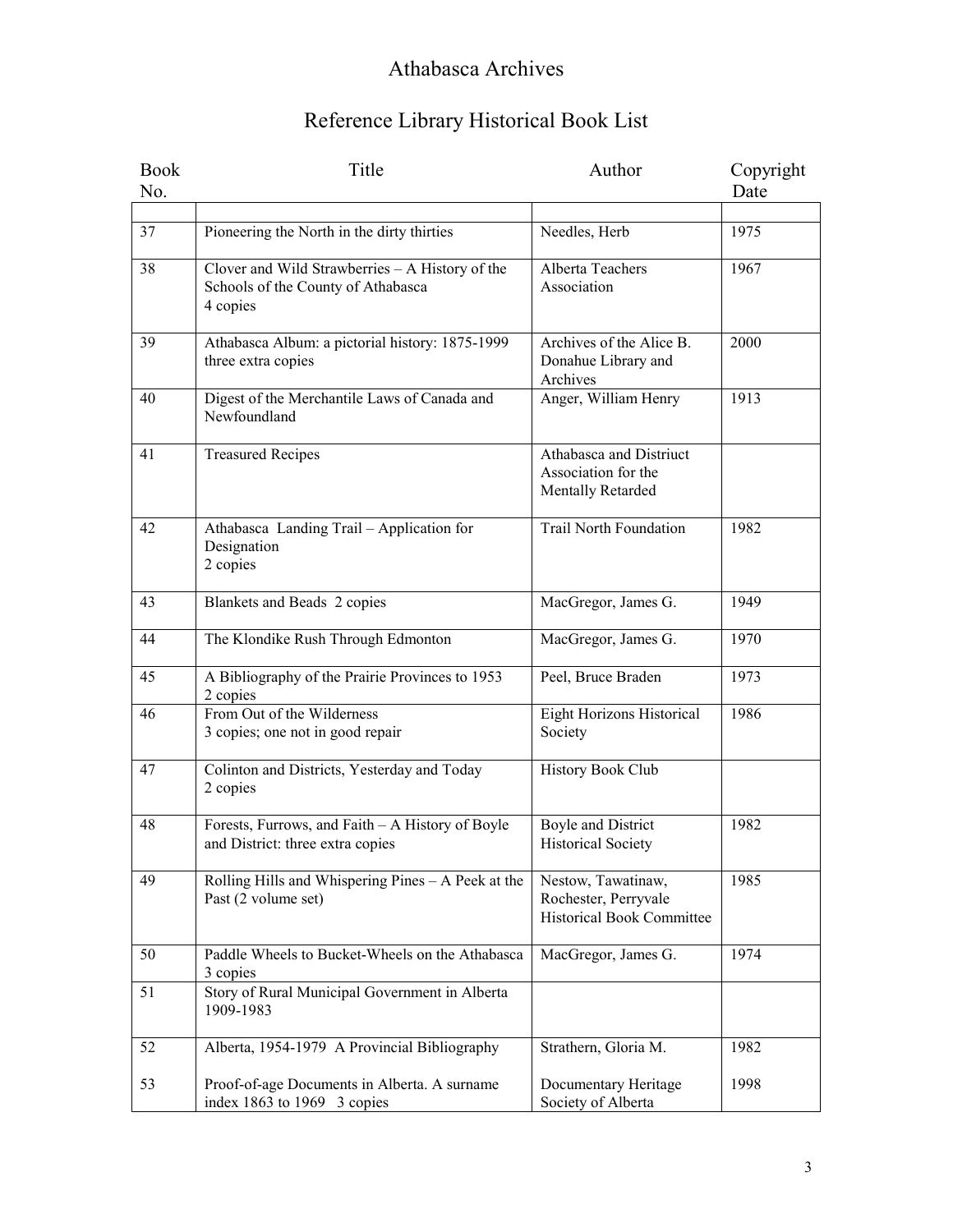# Athabasca Archives

## Reference Library Historical Book List

| Book No. | Title | Author | Copyright Date |
|---|---|---|---|
| | | | |
| 37 | Pioneering the North in the dirty thirties | Needles, Herb | 1975 |
| 38 | Clover and Wild Strawberries – A History of the Schools of the County of Athabasca 4 copies | Alberta Teachers Association | 1967 |
| 39 | Athabasca Album: a pictorial history: 1875-1999 three extra copies | Archives of the Alice B. Donahue Library and Archives | 2000 |
| 40 | Digest of the Merchantile Laws of Canada and Newfoundland | Anger, William Henry | 1913 |
| 41 | Treasured Recipes | Athabasca and Distriuct Association for the Mentally Retarded | |
| 42 | Athabasca Landing Trail – Application for Designation 2 copies | Trail North Foundation | 1982 |
| 43 | Blankets and Beads 2 copies | MacGregor, James G. | 1949 |
| 44 | The Klondike Rush Through Edmonton | MacGregor, James G. | 1970 |
| 45 | A Bibliography of the Prairie Provinces to 1953 2 copies | Peel, Bruce Braden | 1973 |
| 46 | From Out of the Wilderness 3 copies; one not in good repair | Eight Horizons Historical Society | 1986 |
| 47 | Colinton and Districts, Yesterday and Today 2 copies | History Book Club | |
| 48 | Forests, Furrows, and Faith – A History of Boyle and District: three extra copies | Boyle and District Historical Society | 1982 |
| 49 | Rolling Hills and Whispering Pines – A Peek at the Past (2 volume set) | Nestow, Tawatinaw, Rochester, Perryvale Historical Book Committee | 1985 |
| 50 | Paddle Wheels to Bucket-Wheels on the Athabasca 3 copies | MacGregor, James G. | 1974 |
| 51 | Story of Rural Municipal Government in Alberta 1909-1983 | | |
| 52 | Alberta, 1954-1979 A Provincial Bibliography | Strathern, Gloria M. | 1982 |
| 53 | Proof-of-age Documents in Alberta. A surname index 1863 to 1969 3 copies | Documentary Heritage Society of Alberta | 1998 |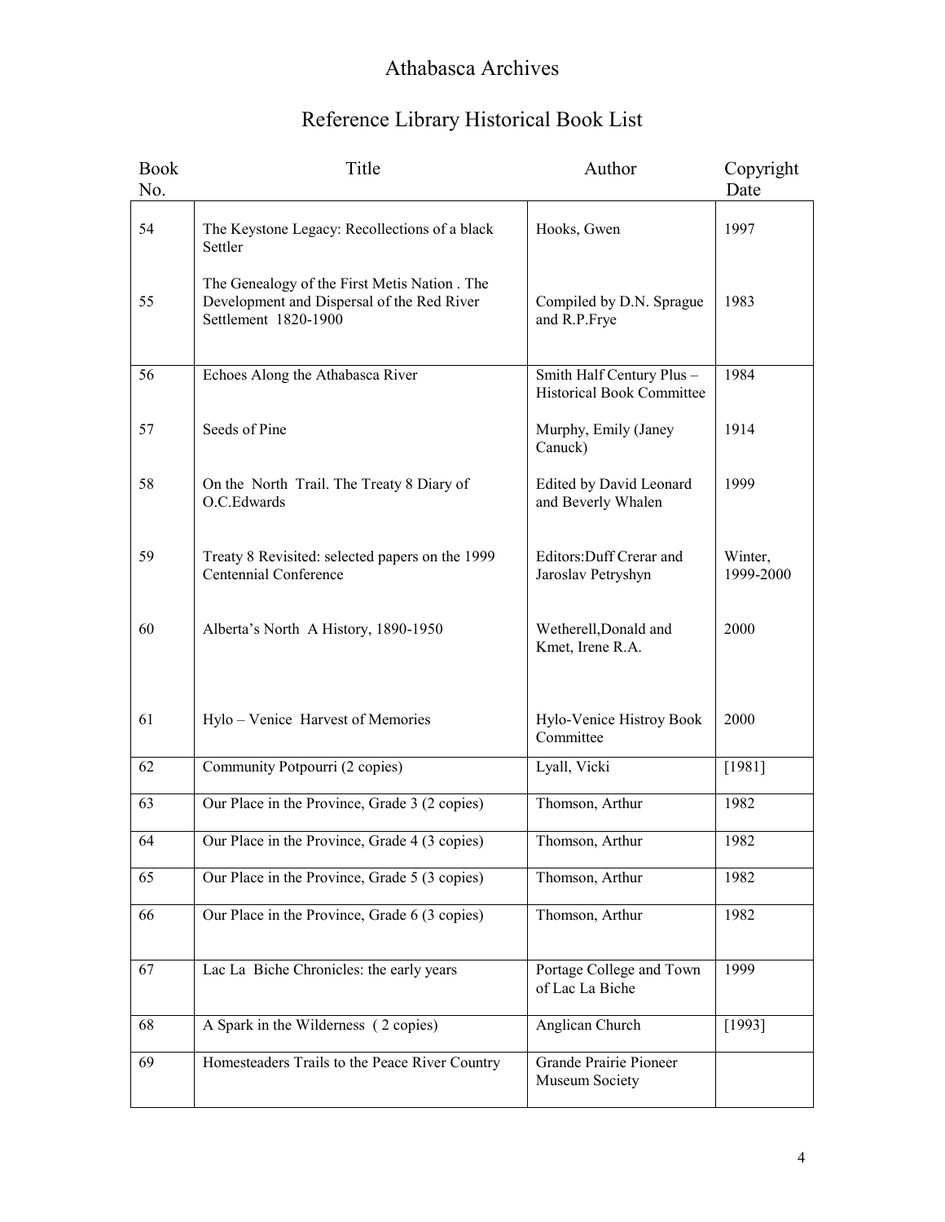# Athabasca Archives

## Reference Library Historical Book List

| Book No. | Title | Author | Copyright Date |
|---|---|---|---|
| 54 | The Keystone Legacy: Recollections of a black Settler | Hooks, Gwen | 1997 |
| 55 | The Genealogy of the First Metis Nation . The Development and Dispersal of the Red River Settlement 1820-1900 | Compiled by D.N. Sprague and R.P.Frye | 1983 |
| 56 | Echoes Along the Athabasca River | Smith Half Century Plus – Historical Book Committee | 1984 |
| 57 | Seeds of Pine | Murphy, Emily (Janey Canuck) | 1914 |
| 58 | On the North Trail. The Treaty 8 Diary of O.C.Edwards | Edited by David Leonard and Beverly Whalen | 1999 |
| 59 | Treaty 8 Revisited: selected papers on the 1999 Centennial Conference | Editors:Duff Crerar and Jaroslav Petryshyn | Winter, 1999-2000 |
| 60 | Alberta's North A History, 1890-1950 | Wetherell,Donald and Kmet, Irene R.A. | 2000 |
| 61 | Hylo – Venice Harvest of Memories | Hylo-Venice Histroy Book Committee | 2000 |
| 62 | Community Potpourri (2 copies) | Lyall, Vicki | [1981] |
| 63 | Our Place in the Province, Grade 3 (2 copies) | Thomson, Arthur | 1982 |
| 64 | Our Place in the Province, Grade 4 (3 copies) | Thomson, Arthur | 1982 |
| 65 | Our Place in the Province, Grade 5 (3 copies) | Thomson, Arthur | 1982 |
| 66 | Our Place in the Province, Grade 6 (3 copies) | Thomson, Arthur | 1982 |
| 67 | Lac La Biche Chronicles: the early years | Portage College and Town of Lac La Biche | 1999 |
| 68 | A Spark in the Wilderness ( 2 copies) | Anglican Church | [1993] |
| 69 | Homesteaders Trails to the Peace River Country | Grande Prairie Pioneer Museum Society | |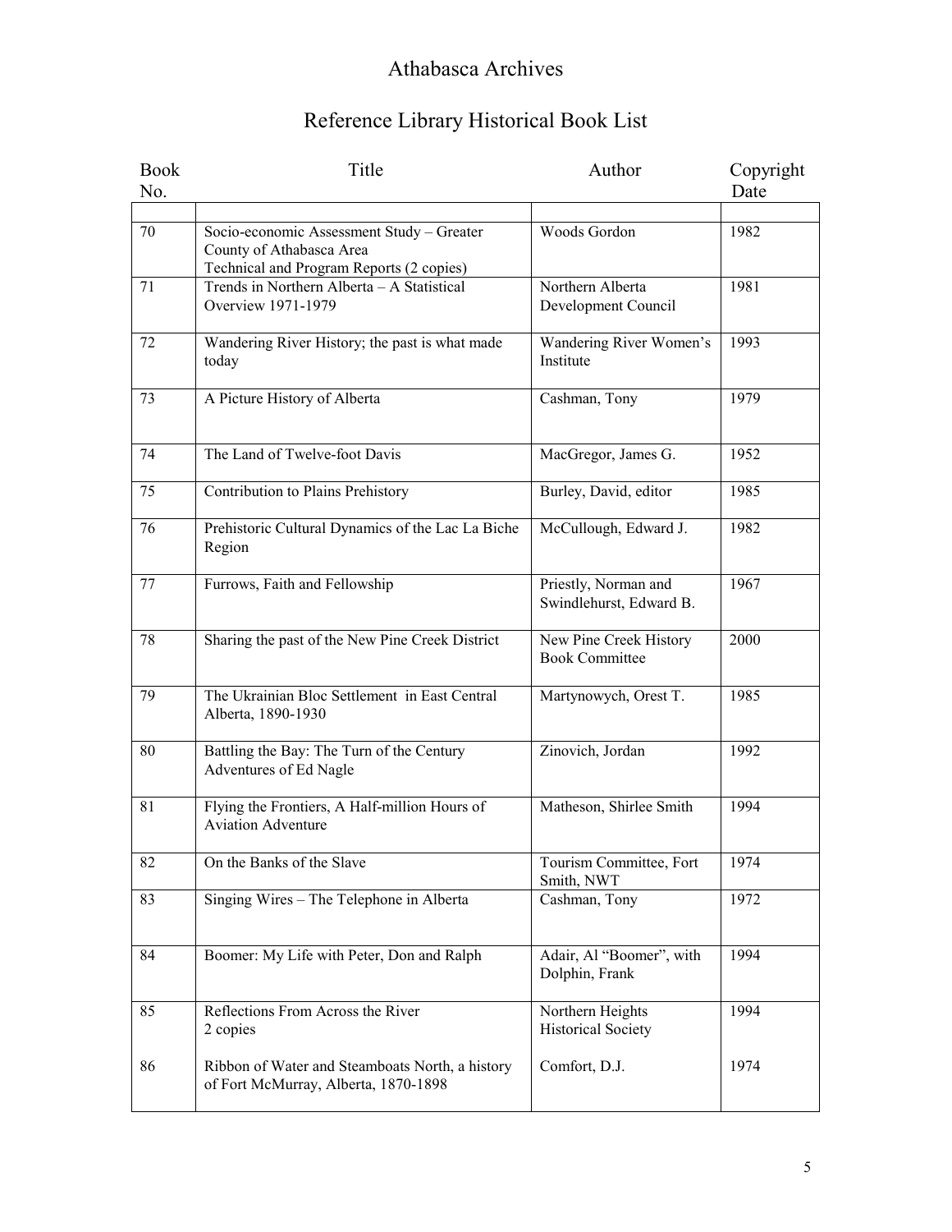# Athabasca Archives

## Reference Library Historical Book List

| Book No. | Title | Author | Copyright Date |
|---|---|---|---|
| | | | |
| 70 | Socio-economic Assessment Study – Greater County of Athabasca Area Technical and Program Reports (2 copies) | Woods Gordon | 1982 |
| 71 | Trends in Northern Alberta – A Statistical Overview 1971-1979 | Northern Alberta Development Council | 1981 |
| 72 | Wandering River History; the past is what made today | Wandering River Women's Institute | 1993 |
| 73 | A Picture History of Alberta | Cashman, Tony | 1979 |
| 74 | The Land of Twelve-foot Davis | MacGregor, James G. | 1952 |
| 75 | Contribution to Plains Prehistory | Burley, David, editor | 1985 |
| 76 | Prehistoric Cultural Dynamics of the Lac La Biche Region | McCullough, Edward J. | 1982 |
| 77 | Furrows, Faith and Fellowship | Priestly, Norman and Swindlehurst, Edward B. | 1967 |
| 78 | Sharing the past of the New Pine Creek District | New Pine Creek History Book Committee | 2000 |
| 79 | The Ukrainian Bloc Settlement in East Central Alberta, 1890-1930 | Martynowych, Orest T. | 1985 |
| 80 | Battling the Bay: The Turn of the Century Adventures of Ed Nagle | Zinovich, Jordan | 1992 |
| 81 | Flying the Frontiers, A Half-million Hours of Aviation Adventure | Matheson, Shirlee Smith | 1994 |
| 82 | On the Banks of the Slave | Tourism Committee, Fort Smith, NWT | 1974 |
| 83 | Singing Wires – The Telephone in Alberta | Cashman, Tony | 1972 |
| 84 | Boomer: My Life with Peter, Don and Ralph | Adair, Al "Boomer", with Dolphin, Frank | 1994 |
| 85 | Reflections From Across the River 2 copies | Northern Heights Historical Society | 1994 |
| 86 | Ribbon of Water and Steamboats North, a history of Fort McMurray, Alberta, 1870-1898 | Comfort, D.J. | 1974 |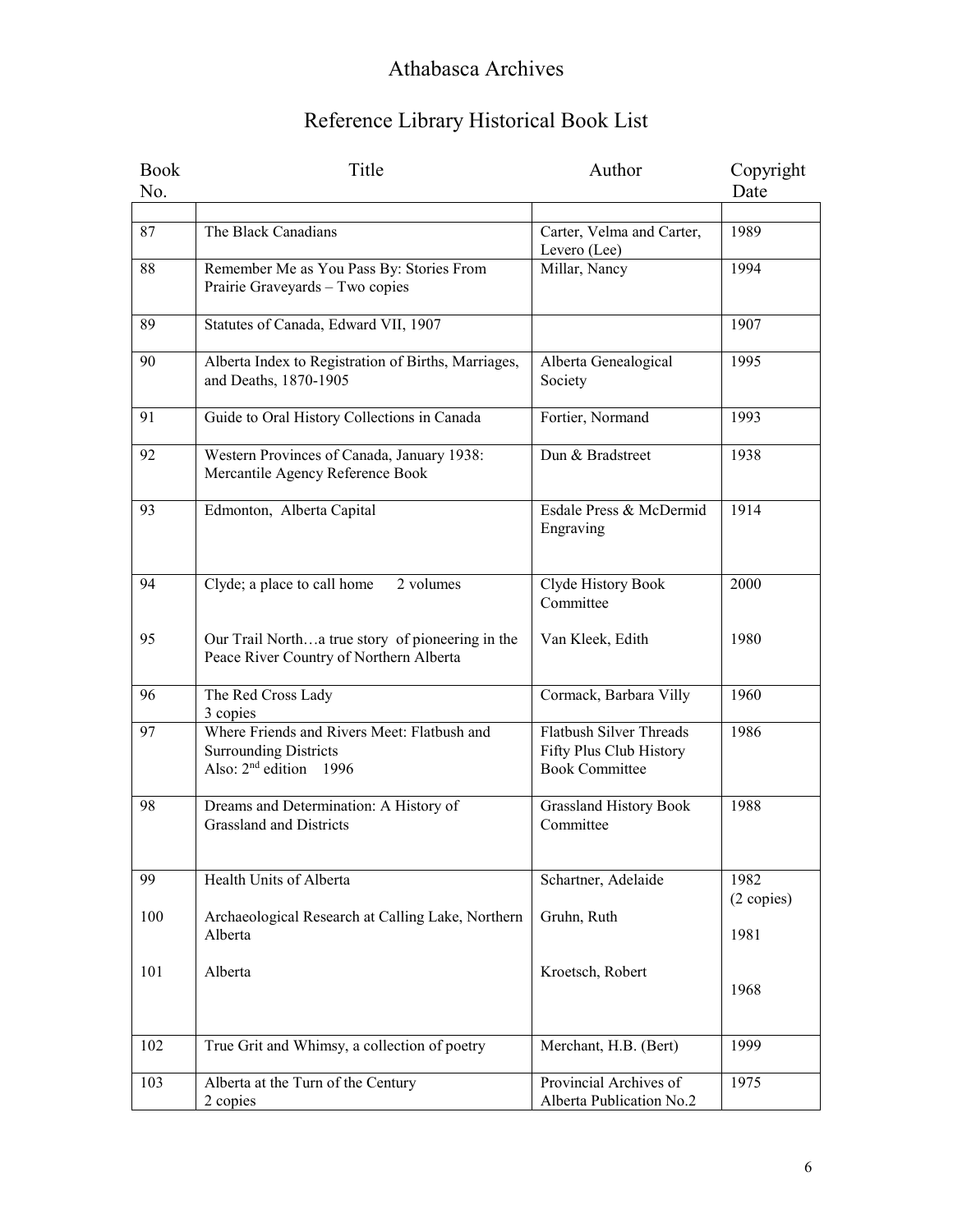# Athabasca Archives

## Reference Library Historical Book List

| Book No. | Title | Author | Copyright Date |
|---|---|---|---|
| | | | |
| 87 | The Black Canadians | Carter, Velma and Carter, Levero (Lee) | 1989 |
| 88 | Remember Me as You Pass By: Stories From Prairie Graveyards – Two copies | Millar, Nancy | 1994 |
| 89 | Statutes of Canada, Edward VII, 1907 | | 1907 |
| 90 | Alberta Index to Registration of Births, Marriages, and Deaths, 1870-1905 | Alberta Genealogical Society | 1995 |
| 91 | Guide to Oral History Collections in Canada | Fortier, Normand | 1993 |
| 92 | Western Provinces of Canada, January 1938: Mercantile Agency Reference Book | Dun & Bradstreet | 1938 |
| 93 | Edmonton, Alberta Capital | Esdale Press & McDermid Engraving | 1914 |
| 94 | Clyde; a place to call home 2 volumes | Clyde History Book Committee | 2000 |
| 95 | Our Trail North…a true story of pioneering in the Peace River Country of Northern Alberta | Van Kleek, Edith | 1980 |
| 96 | The Red Cross Lady 3 copies | Cormack, Barbara Villy | 1960 |
| 97 | Where Friends and Rivers Meet: Flatbush and Surrounding Districts Also: 2nd edition 1996 | Flatbush Silver Threads Fifty Plus Club History Book Committee | 1986 |
| 98 | Dreams and Determination: A History of Grassland and Districts | Grassland History Book Committee | 1988 |
| 99 | Health Units of Alberta | Schartner, Adelaide | 1982 (2 copies) |
| 100 | Archaeological Research at Calling Lake, Northern Alberta | Gruhn, Ruth | 1981 |
| 101 | Alberta | Kroetsch, Robert | 1968 |
| 102 | True Grit and Whimsy, a collection of poetry | Merchant, H.B. (Bert) | 1999 |
| 103 | Alberta at the Turn of the Century 2 copies | Provincial Archives of Alberta Publication No.2 | 1975 |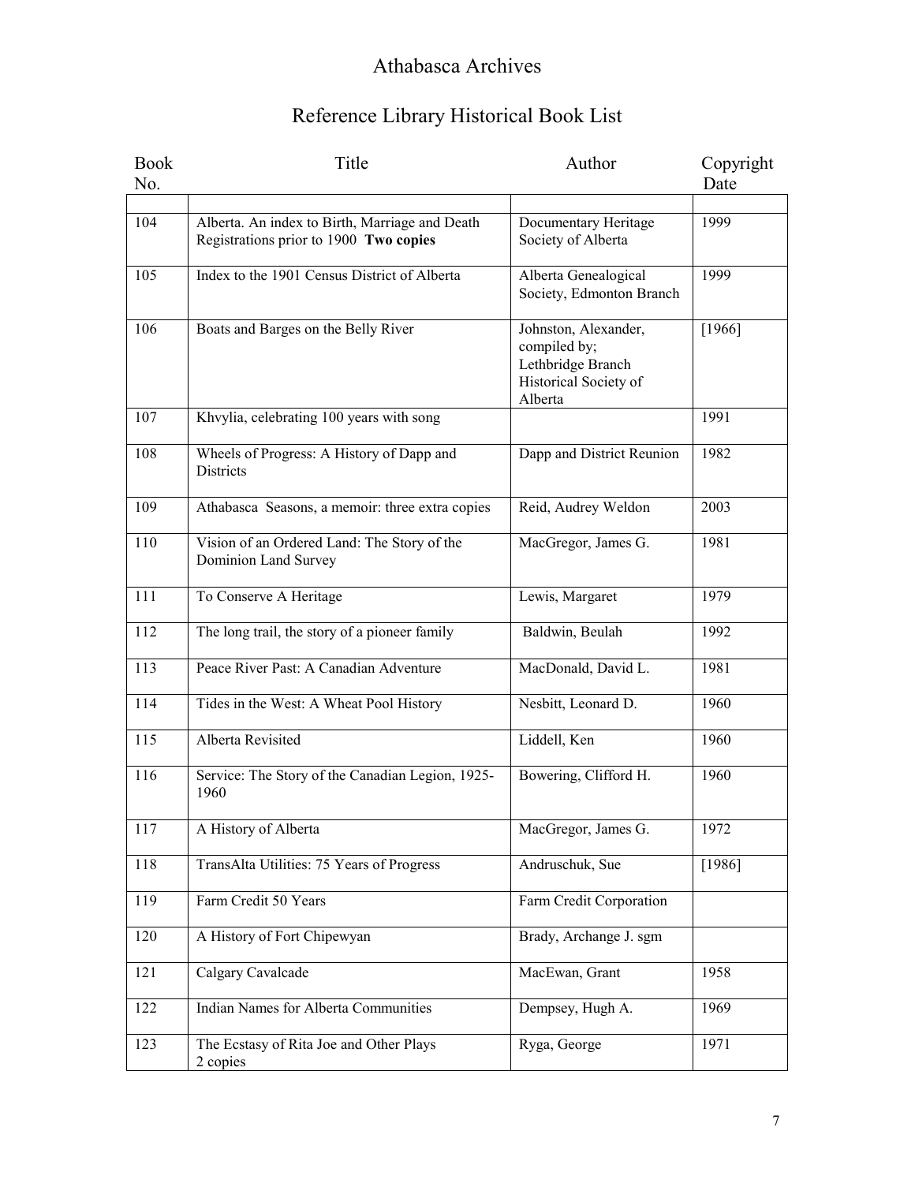# Athabasca Archives

## Reference Library Historical Book List

| Book No. | Title | Author | Copyright Date |
|---|---|---|---|
| | | | |
| 104 | Alberta. An index to Birth, Marriage and Death Registrations prior to 1900 **Two copies** | Documentary Heritage Society of Alberta | 1999 |
| 105 | Index to the 1901 Census District of Alberta | Alberta Genealogical Society, Edmonton Branch | 1999 |
| 106 | Boats and Barges on the Belly River | Johnston, Alexander, compiled by; Lethbridge Branch Historical Society of Alberta | [1966] |
| 107 | Khvylia, celebrating 100 years with song | | 1991 |
| 108 | Wheels of Progress: A History of Dapp and Districts | Dapp and District Reunion | 1982 |
| 109 | Athabasca Seasons, a memoir: three extra copies | Reid, Audrey Weldon | 2003 |
| 110 | Vision of an Ordered Land: The Story of the Dominion Land Survey | MacGregor, James G. | 1981 |
| 111 | To Conserve A Heritage | Lewis, Margaret | 1979 |
| 112 | The long trail, the story of a pioneer family | Baldwin, Beulah | 1992 |
| 113 | Peace River Past: A Canadian Adventure | MacDonald, David L. | 1981 |
| 114 | Tides in the West: A Wheat Pool History | Nesbitt, Leonard D. | 1960 |
| 115 | Alberta Revisited | Liddell, Ken | 1960 |
| 116 | Service: The Story of the Canadian Legion, 1925-1960 | Bowering, Clifford H. | 1960 |
| 117 | A History of Alberta | MacGregor, James G. | 1972 |
| 118 | TransAlta Utilities: 75 Years of Progress | Andruschuk, Sue | [1986] |
| 119 | Farm Credit 50 Years | Farm Credit Corporation | |
| 120 | A History of Fort Chipewyan | Brady, Archange J. sgm | |
| 121 | Calgary Cavalcade | MacEwan, Grant | 1958 |
| 122 | Indian Names for Alberta Communities | Dempsey, Hugh A. | 1969 |
| 123 | The Ecstasy of Rita Joe and Other Plays 2 copies | Ryga, George | 1971 |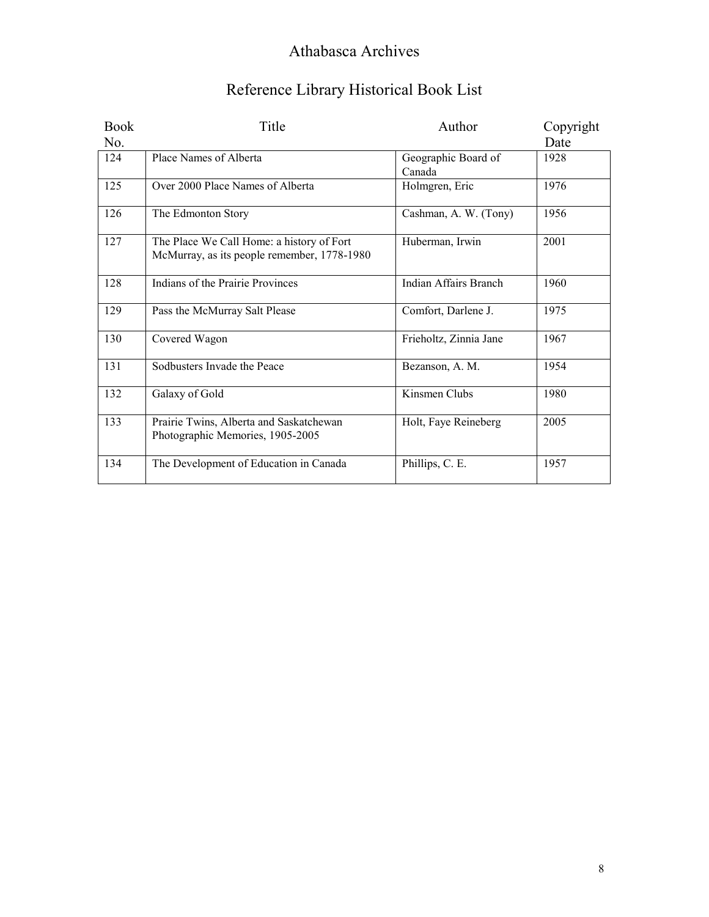# Athabasca Archives

## Reference Library Historical Book List

| Book No. | Title | Author | Copyright Date |
|---|---|---|---|
| 124 | Place Names of Alberta | Geographic Board of Canada | 1928 |
| 125 | Over 2000 Place Names of Alberta | Holmgren, Eric | 1976 |
| 126 | The Edmonton Story | Cashman, A. W. (Tony) | 1956 |
| 127 | The Place We Call Home: a history of Fort McMurray, as its people remember, 1778-1980 | Huberman, Irwin | 2001 |
| 128 | Indians of the Prairie Provinces | Indian Affairs Branch | 1960 |
| 129 | Pass the McMurray Salt Please | Comfort, Darlene J. | 1975 |
| 130 | Covered Wagon | Frieholtz, Zinnia Jane | 1967 |
| 131 | Sodbusters Invade the Peace | Bezanson, A. M. | 1954 |
| 132 | Galaxy of Gold | Kinsmen Clubs | 1980 |
| 133 | Prairie Twins, Alberta and Saskatchewan Photographic Memories, 1905-2005 | Holt, Faye Reineberg | 2005 |
| 134 | The Development of Education in Canada | Phillips, C. E. | 1957 |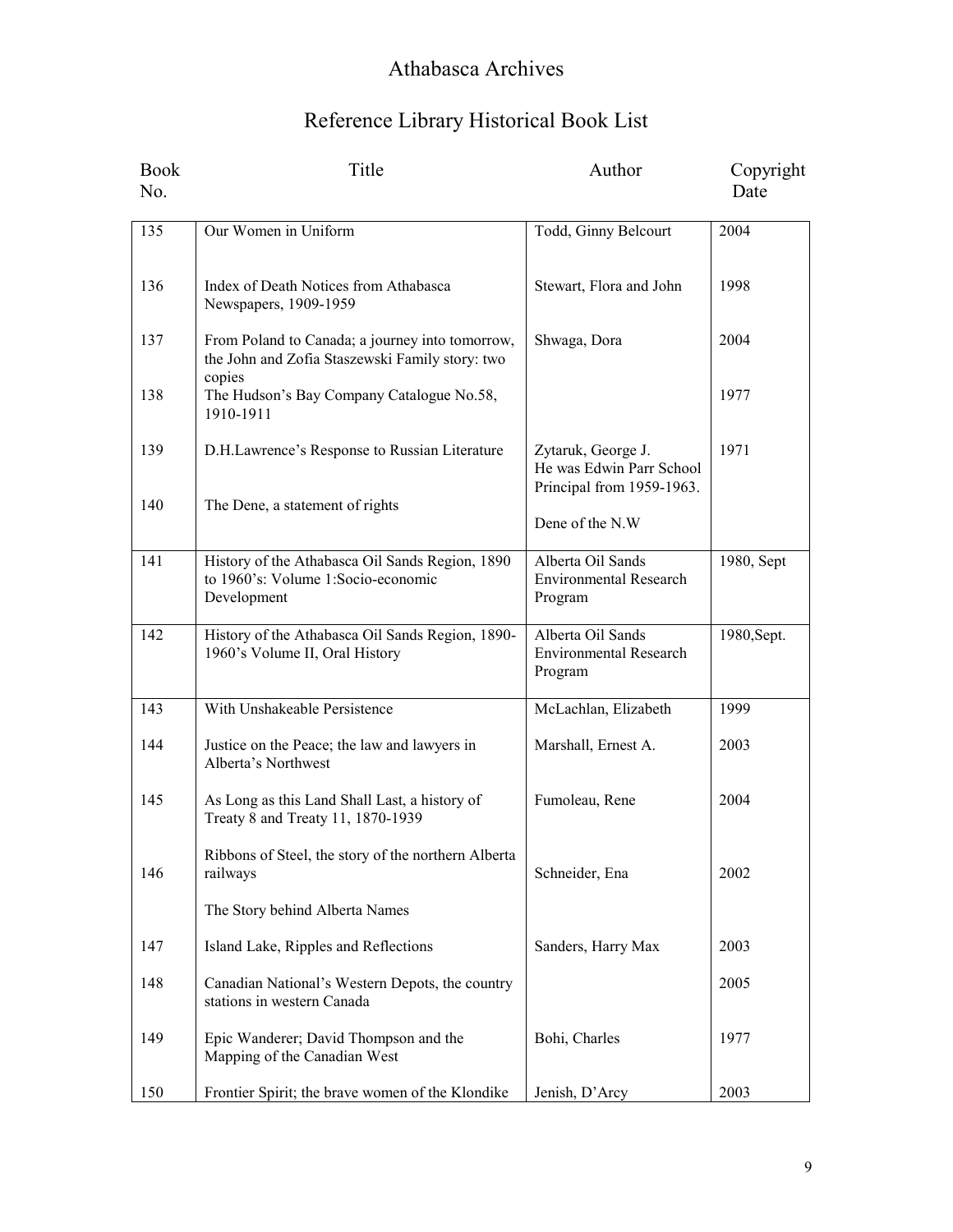# Athabasca Archives

## Reference Library Historical Book List

| Book No. | Title | Author | Copyright Date |
|---|---|---|---|
| 135 | Our Women in Uniform | Todd, Ginny Belcourt | 2004 |
| 136 | Index of Death Notices from Athabasca Newspapers, 1909-1959 | Stewart, Flora and John | 1998 |
| 137 | From Poland to Canada; a journey into tomorrow, the John and Zofia Staszewski Family story: two copies | Shwaga, Dora | 2004 |
| 138 | The Hudson's Bay Company Catalogue No.58, 1910-1911 | | 1977 |
| 139 | D.H.Lawrence's Response to Russian Literature | Zytaruk, George J. He was Edwin Parr School Principal from 1959-1963. | 1971 |
| 140 | The Dene, a statement of rights | Dene of the N.W | |
| 141 | History of the Athabasca Oil Sands Region, 1890 to 1960's: Volume 1:Socio-economic Development | Alberta Oil Sands Environmental Research Program | 1980, Sept |
| 142 | History of the Athabasca Oil Sands Region, 1890-1960's Volume II, Oral History | Alberta Oil Sands Environmental Research Program | 1980,Sept. |
| 143 | With Unshakeable Persistence | McLachlan, Elizabeth | 1999 |
| 144 | Justice on the Peace; the law and lawyers in Alberta's Northwest | Marshall, Ernest A. | 2003 |
| 145 | As Long as this Land Shall Last, a history of Treaty 8 and Treaty 11, 1870-1939 | Fumoleau, Rene | 2004 |
| 146 | Ribbons of Steel, the story of the northern Alberta railways | Schneider, Ena | 2002 |
| | The Story behind Alberta Names | | |
| 147 | Island Lake, Ripples and Reflections | Sanders, Harry Max | 2003 |
| 148 | Canadian National's Western Depots, the country stations in western Canada | | 2005 |
| 149 | Epic Wanderer; David Thompson and the Mapping of the Canadian West | Bohi, Charles | 1977 |
| 150 | Frontier Spirit; the brave women of the Klondike | Jenish, D'Arcy | 2003 |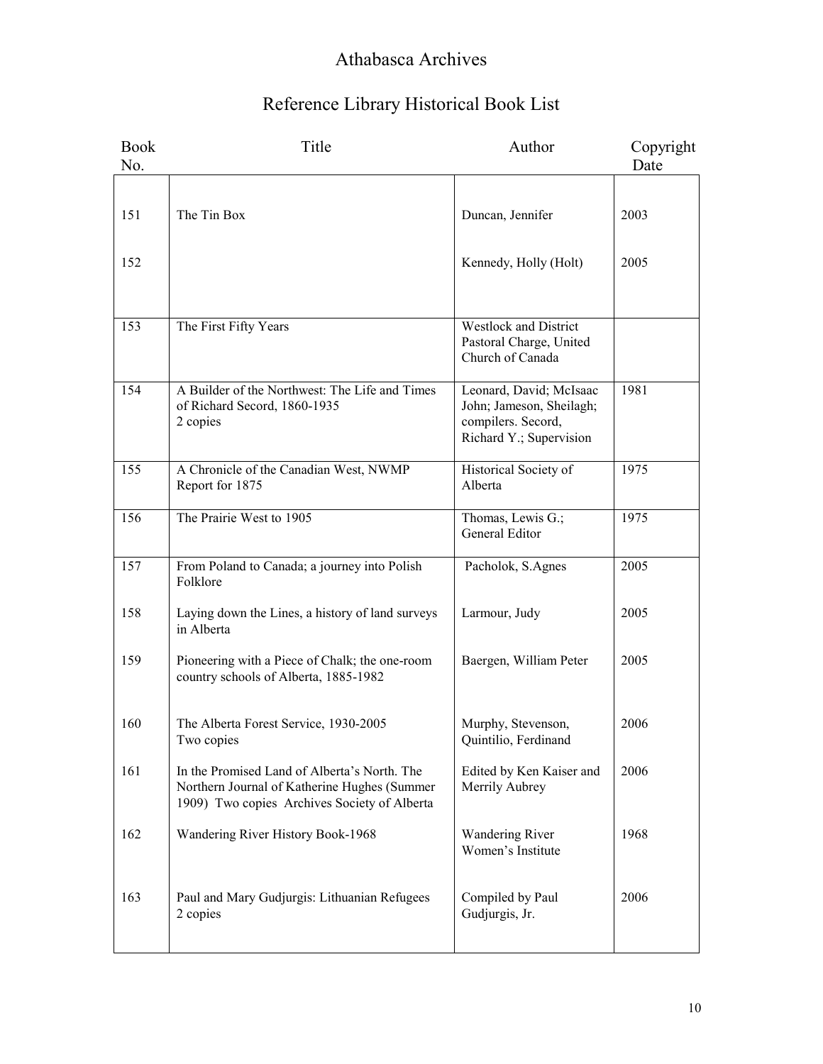# Athabasca Archives

## Reference Library Historical Book List

| Book No. | Title | Author | Copyright Date |
|---|---|---|---|
| 151 | The Tin Box | Duncan, Jennifer | 2003 |
| 152 | | Kennedy, Holly (Holt) | 2005 |
| 153 | The First Fifty Years | Westlock and District Pastoral Charge, United Church of Canada | |
| 154 | A Builder of the Northwest: The Life and Times of Richard Secord, 1860-1935<br>2 copies | Leonard, David; McIsaac John; Jameson, Sheilagh; compilers. Secord, Richard Y.; Supervision | 1981 |
| 155 | A Chronicle of the Canadian West, NWMP Report for 1875 | Historical Society of Alberta | 1975 |
| 156 | The Prairie West to 1905 | Thomas, Lewis G.; General Editor | 1975 |
| 157 | From Poland to Canada; a journey into Polish Folklore | Pacholok, S.Agnes | 2005 |
| 158 | Laying down the Lines, a history of land surveys in Alberta | Larmour, Judy | 2005 |
| 159 | Pioneering with a Piece of Chalk; the one-room country schools of Alberta, 1885-1982 | Baergen, William Peter | 2005 |
| 160 | The Alberta Forest Service, 1930-2005<br>Two copies | Murphy, Stevenson, Quintilio, Ferdinand | 2006 |
| 161 | In the Promised Land of Alberta's North. The Northern Journal of Katherine Hughes (Summer 1909) Two copies Archives Society of Alberta | Edited by Ken Kaiser and Merrily Aubrey | 2006 |
| 162 | Wandering River History Book-1968 | Wandering River Women's Institute | 1968 |
| 163 | Paul and Mary Gudjurgis: Lithuanian Refugees<br>2 copies | Compiled by Paul Gudjurgis, Jr. | 2006 |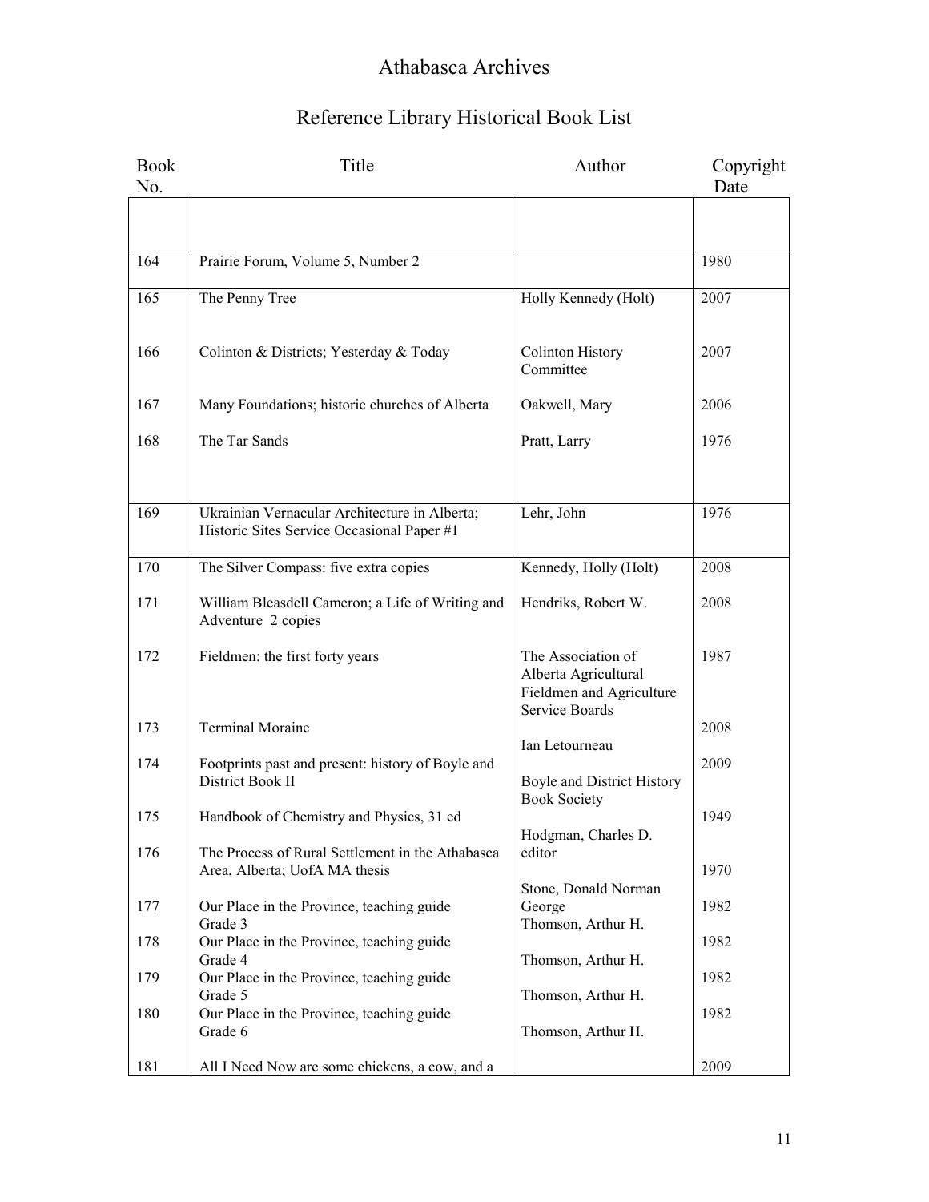# Athabasca Archives

## Reference Library Historical Book List

| Book No. | Title | Author | Copyright Date |
|---|---|---|---|
| | | | |
| 164 | Prairie Forum, Volume 5, Number 2 | | 1980 |
| 165 | The Penny Tree | Holly Kennedy (Holt) | 2007 |
| 166 | Colinton & Districts; Yesterday & Today | Colinton History Committee | 2007 |
| 167 | Many Foundations; historic churches of Alberta | Oakwell, Mary | 2006 |
| 168 | The Tar Sands | Pratt, Larry | 1976 |
| 169 | Ukrainian Vernacular Architecture in Alberta; Historic Sites Service Occasional Paper #1 | Lehr, John | 1976 |
| 170 | The Silver Compass: five extra copies | Kennedy, Holly (Holt) | 2008 |
| 171 | William Bleasdell Cameron; a Life of Writing and Adventure 2 copies | Hendriks, Robert W. | 2008 |
| 172 | Fieldmen: the first forty years | The Association of Alberta Agricultural Fieldmen and Agriculture Service Boards | 1987 |
| 173 | Terminal Moraine | Ian Letourneau | 2008 |
| 174 | Footprints past and present: history of Boyle and District Book II | Boyle and District History Book Society | 2009 |
| 175 | Handbook of Chemistry and Physics, 31 ed | Hodgman, Charles D. editor | 1949 |
| 176 | The Process of Rural Settlement in the Athabasca Area, Alberta; UofA MA thesis | Stone, Donald Norman George | 1970 |
| 177 | Our Place in the Province, teaching guide Grade 3 | Thomson, Arthur H. | 1982 |
| 178 | Our Place in the Province, teaching guide Grade 4 | Thomson, Arthur H. | 1982 |
| 179 | Our Place in the Province, teaching guide Grade 5 | Thomson, Arthur H. | 1982 |
| 180 | Our Place in the Province, teaching guide Grade 6 | Thomson, Arthur H. | 1982 |
| 181 | All I Need Now are some chickens, a cow, and a | | 2009 |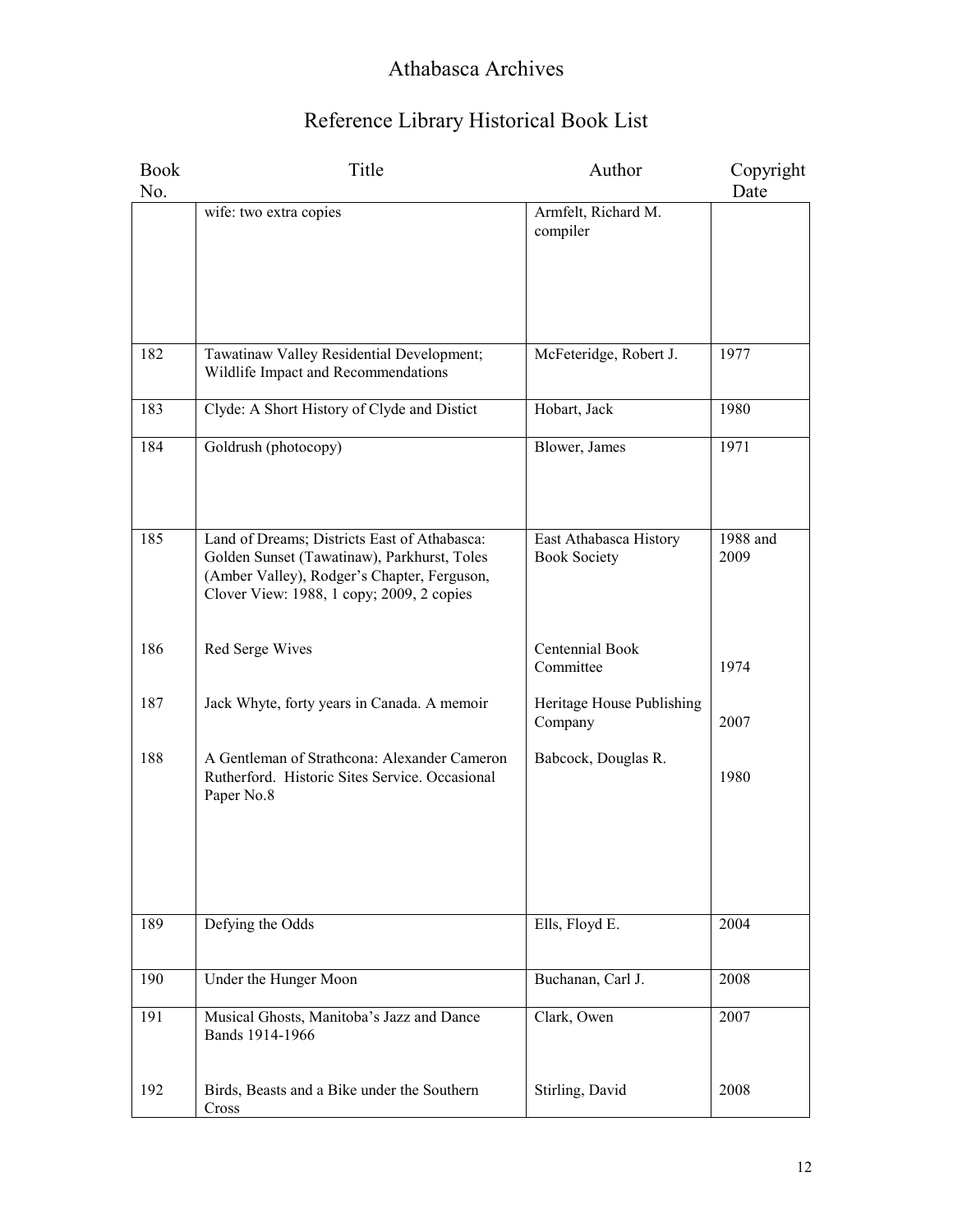# Athabasca Archives

## Reference Library Historical Book List

| Book No. | Title | Author | Copyright Date |
|---|---|---|---|
| | wife: two extra copies | Armfelt, Richard M. compiler | |
| 182 | Tawatinaw Valley Residential Development; Wildlife Impact and Recommendations | McFeteridge, Robert J. | 1977 |
| 183 | Clyde: A Short History of Clyde and Distict | Hobart, Jack | 1980 |
| 184 | Goldrush (photocopy) | Blower, James | 1971 |
| 185 | Land of Dreams; Districts East of Athabasca: Golden Sunset (Tawatinaw), Parkhurst, Toles (Amber Valley), Rodger's Chapter, Ferguson, Clover View: 1988, 1 copy; 2009, 2 copies | East Athabasca History Book Society | 1988 and 2009 |
| 186 | Red Serge Wives | Centennial Book Committee | 1974 |
| 187 | Jack Whyte, forty years in Canada. A memoir | Heritage House Publishing Company | 2007 |
| 188 | A Gentleman of Strathcona: Alexander Cameron Rutherford. Historic Sites Service. Occasional Paper No.8 | Babcock, Douglas R. | 1980 |
| 189 | Defying the Odds | Ells, Floyd E. | 2004 |
| 190 | Under the Hunger Moon | Buchanan, Carl J. | 2008 |
| 191 | Musical Ghosts, Manitoba's Jazz and Dance Bands 1914-1966 | Clark, Owen | 2007 |
| 192 | Birds, Beasts and a Bike under the Southern Cross | Stirling, David | 2008 |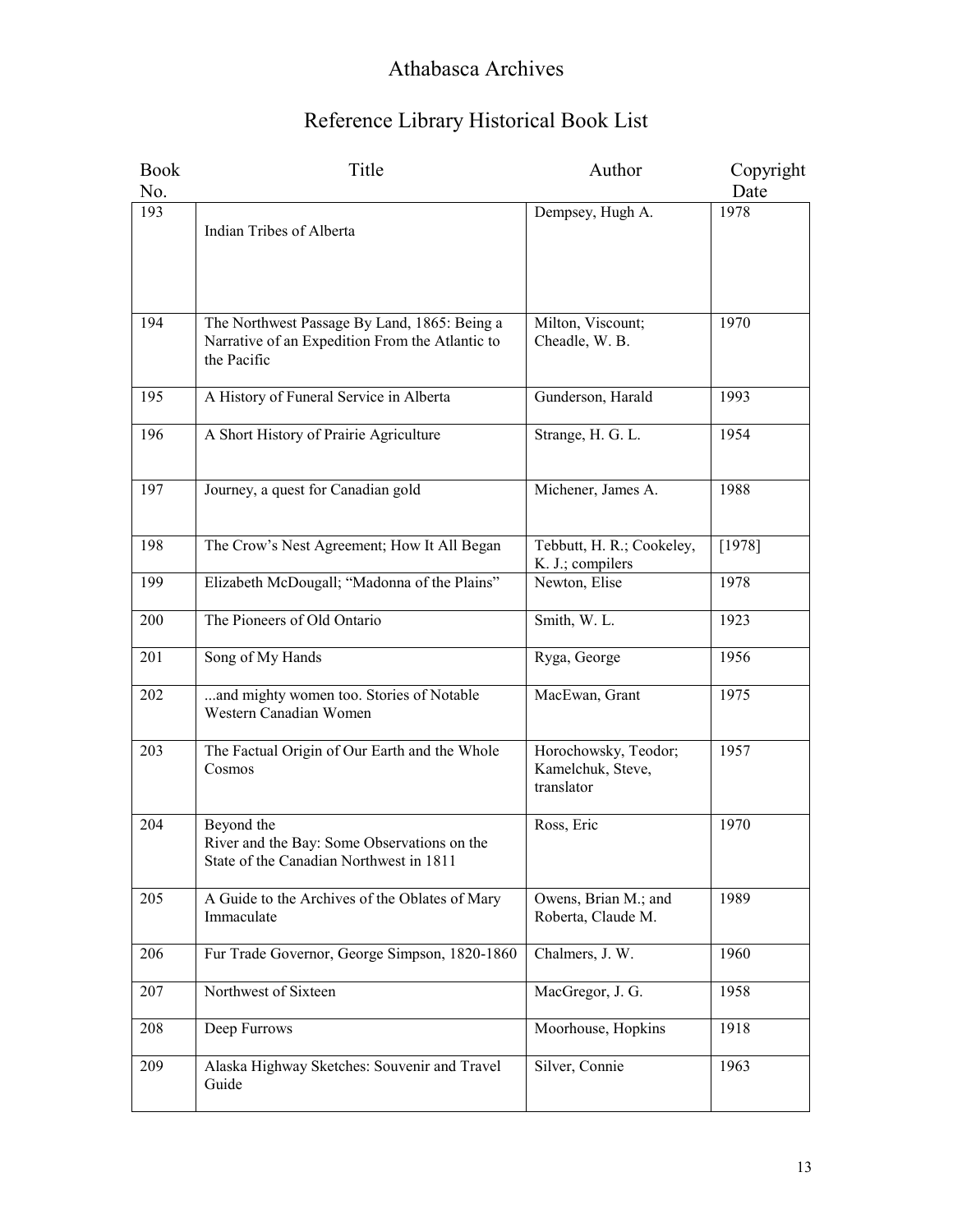# Athabasca Archives

## Reference Library Historical Book List

| Book No. | Title | Author | Copyright Date |
|---|---|---|---|
| 193 | Indian Tribes of Alberta | Dempsey, Hugh A. | 1978 |
| 194 | The Northwest Passage By Land, 1865: Being a Narrative of an Expedition From the Atlantic to the Pacific | Milton, Viscount; Cheadle, W. B. | 1970 |
| 195 | A History of Funeral Service in Alberta | Gunderson, Harald | 1993 |
| 196 | A Short History of Prairie Agriculture | Strange, H. G. L. | 1954 |
| 197 | Journey, a quest for Canadian gold | Michener, James A. | 1988 |
| 198 | The Crow's Nest Agreement; How It All Began | Tebbutt, H. R.; Cookeley, K. J.; compilers | [1978] |
| 199 | Elizabeth McDougall; "Madonna of the Plains" | Newton, Elise | 1978 |
| 200 | The Pioneers of Old Ontario | Smith, W. L. | 1923 |
| 201 | Song of My Hands | Ryga, George | 1956 |
| 202 | ...and mighty women too. Stories of Notable Western Canadian Women | MacEwan, Grant | 1975 |
| 203 | The Factual Origin of Our Earth and the Whole Cosmos | Horochowsky, Teodor; Kamelchuk, Steve, translator | 1957 |
| 204 | Beyond the River and the Bay: Some Observations on the State of the Canadian Northwest in 1811 | Ross, Eric | 1970 |
| 205 | A Guide to the Archives of the Oblates of Mary Immaculate | Owens, Brian M.; and Roberta, Claude M. | 1989 |
| 206 | Fur Trade Governor, George Simpson, 1820-1860 | Chalmers, J. W. | 1960 |
| 207 | Northwest of Sixteen | MacGregor, J. G. | 1958 |
| 208 | Deep Furrows | Moorhouse, Hopkins | 1918 |
| 209 | Alaska Highway Sketches: Souvenir and Travel Guide | Silver, Connie | 1963 |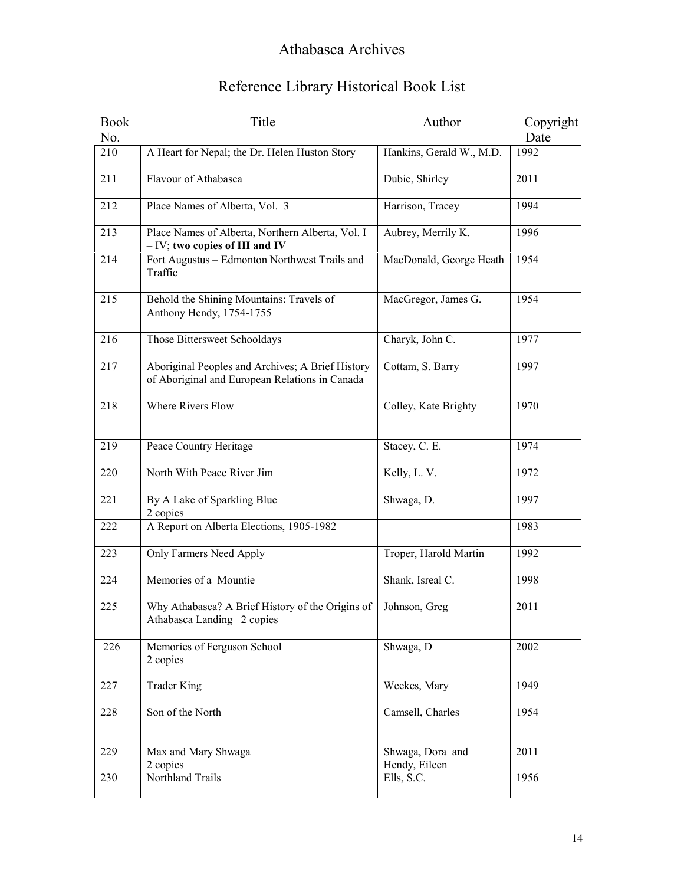# Athabasca Archives

## Reference Library Historical Book List

| Book No. | Title | Author | Copyright Date |
|---|---|---|---|
| 210 | A Heart for Nepal; the Dr. Helen Huston Story | Hankins, Gerald W., M.D. | 1992 |
| 211 | Flavour of Athabasca | Dubie, Shirley | 2011 |
| 212 | Place Names of Alberta, Vol. 3 | Harrison, Tracey | 1994 |
| 213 | Place Names of Alberta, Northern Alberta, Vol. I – IV; **two copies of III and IV** | Aubrey, Merrily K. | 1996 |
| 214 | Fort Augustus – Edmonton Northwest Trails and Traffic | MacDonald, George Heath | 1954 |
| 215 | Behold the Shining Mountains: Travels of Anthony Hendy, 1754-1755 | MacGregor, James G. | 1954 |
| 216 | Those Bittersweet Schooldays | Charyk, John C. | 1977 |
| 217 | Aboriginal Peoples and Archives; A Brief History of Aboriginal and European Relations in Canada | Cottam, S. Barry | 1997 |
| 218 | Where Rivers Flow | Colley, Kate Brighty | 1970 |
| 219 | Peace Country Heritage | Stacey, C. E. | 1974 |
| 220 | North With Peace River Jim | Kelly, L. V. | 1972 |
| 221 | By A Lake of Sparkling Blue 2 copies | Shwaga, D. | 1997 |
| 222 | A Report on Alberta Elections, 1905-1982 | | 1983 |
| 223 | Only Farmers Need Apply | Troper, Harold Martin | 1992 |
| 224 | Memories of a Mountie | Shank, Isreal C. | 1998 |
| 225 | Why Athabasca? A Brief History of the Origins of Athabasca Landing 2 copies | Johnson, Greg | 2011 |
| 226 | Memories of Ferguson School 2 copies | Shwaga, D | 2002 |
| 227 | Trader King | Weekes, Mary | 1949 |
| 228 | Son of the North | Camsell, Charles | 1954 |
| 229 | Max and Mary Shwaga 2 copies | Shwaga, Dora and Hendy, Eileen | 2011 |
| 230 | Northland Trails | Ells, S.C. | 1956 |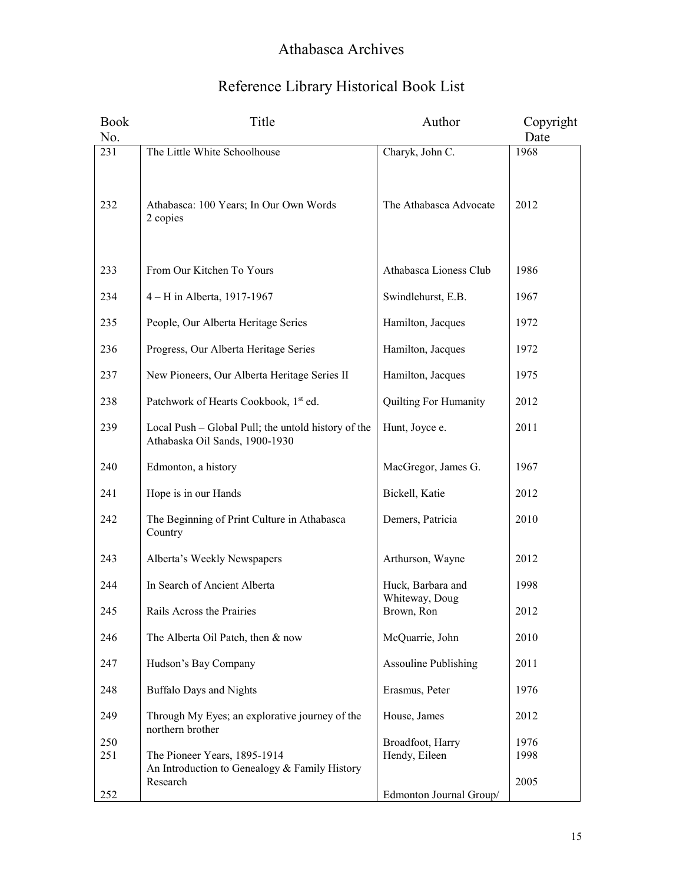# Athabasca Archives

## Reference Library Historical Book List

| Book No. | Title | Author | Copyright Date |
|---|---|---|---|
| 231 | The Little White Schoolhouse | Charyk, John C. | 1968 |
| 232 | Athabasca: 100 Years; In Our Own Words 2 copies | The Athabasca Advocate | 2012 |
| 233 | From Our Kitchen To Yours | Athabasca Lioness Club | 1986 |
| 234 | 4 – H in Alberta, 1917-1967 | Swindlehurst, E.B. | 1967 |
| 235 | People, Our Alberta Heritage Series | Hamilton, Jacques | 1972 |
| 236 | Progress, Our Alberta Heritage Series | Hamilton, Jacques | 1972 |
| 237 | New Pioneers, Our Alberta Heritage Series II | Hamilton, Jacques | 1975 |
| 238 | Patchwork of Hearts Cookbook, 1st ed. | Quilting For Humanity | 2012 |
| 239 | Local Push – Global Pull; the untold history of the Athabaska Oil Sands, 1900-1930 | Hunt, Joyce e. | 2011 |
| 240 | Edmonton, a history | MacGregor, James G. | 1967 |
| 241 | Hope is in our Hands | Bickell, Katie | 2012 |
| 242 | The Beginning of Print Culture in Athabasca Country | Demers, Patricia | 2010 |
| 243 | Alberta's Weekly Newspapers | Arthurson, Wayne | 2012 |
| 244 | In Search of Ancient Alberta | Huck, Barbara and Whiteway, Doug | 1998 |
| 245 | Rails Across the Prairies | Brown, Ron | 2012 |
| 246 | The Alberta Oil Patch, then & now | McQuarrie, John | 2010 |
| 247 | Hudson's Bay Company | Assouline Publishing | 2011 |
| 248 | Buffalo Days and Nights | Erasmus, Peter | 1976 |
| 249 | Through My Eyes; an explorative journey of the northern brother | House, James | 2012 |
| 250 | | Broadfoot, Harry | 1976 |
| 251 | The Pioneer Years, 1895-1914 | Hendy, Eileen | 1998 |
| | An Introduction to Genealogy & Family History Research | | 2005 |
| 252 | | Edmonton Journal Group/ | |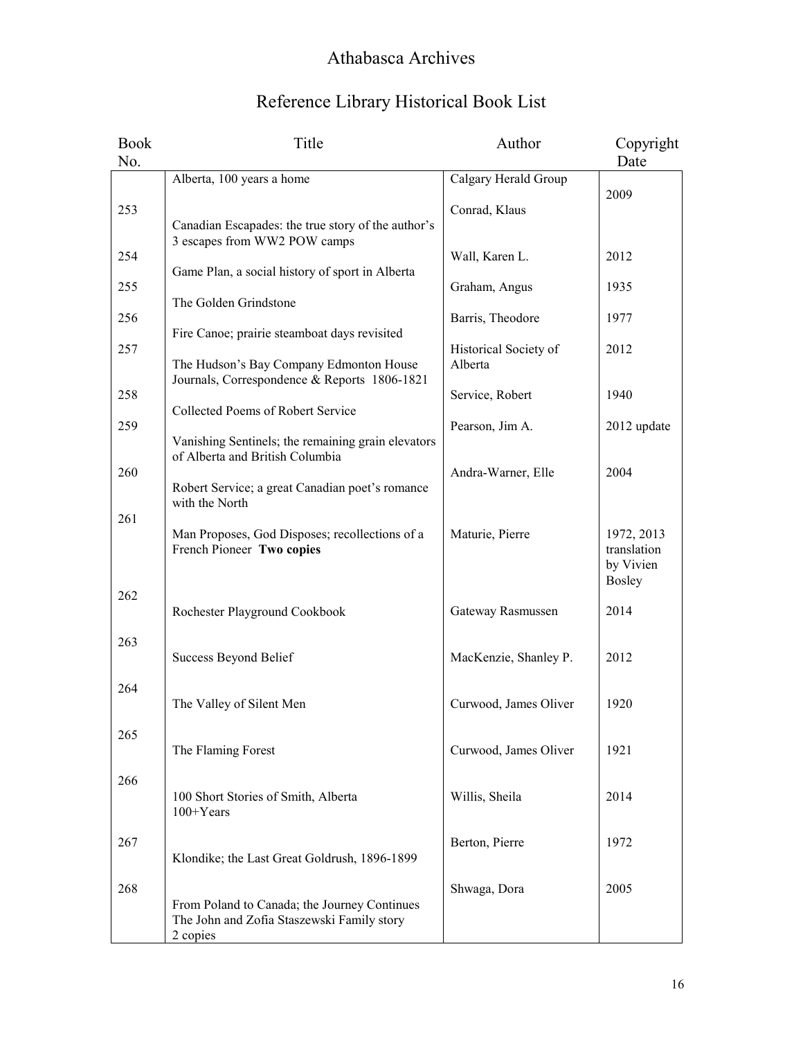# Athabasca Archives

## Reference Library Historical Book List

| Book No. | Title | Author | Copyright Date |
|---|---|---|---|
| | Alberta, 100 years a home | Calgary Herald Group | 2009 |
| 253 | Canadian Escapades: the true story of the author's 3 escapes from WW2 POW camps | Conrad, Klaus | |
| 254 | Game Plan, a social history of sport in Alberta | Wall, Karen L. | 2012 |
| 255 | The Golden Grindstone | Graham, Angus | 1935 |
| 256 | Fire Canoe; prairie steamboat days revisited | Barris, Theodore | 1977 |
| 257 | The Hudson's Bay Company Edmonton House Journals, Correspondence & Reports 1806-1821 | Historical Society of Alberta | 2012 |
| 258 | Collected Poems of Robert Service | Service, Robert | 1940 |
| 259 | Vanishing Sentinels; the remaining grain elevators of Alberta and British Columbia | Pearson, Jim A. | 2012 update |
| 260 | Robert Service; a great Canadian poet's romance with the North | Andra-Warner, Elle | 2004 |
| 261 | Man Proposes, God Disposes; recollections of a French Pioneer **Two copies** | Maturie, Pierre | 1972, 2013 translation by Vivien Bosley |
| 262 | Rochester Playground Cookbook | Gateway Rasmussen | 2014 |
| 263 | Success Beyond Belief | MacKenzie, Shanley P. | 2012 |
| 264 | The Valley of Silent Men | Curwood, James Oliver | 1920 |
| 265 | The Flaming Forest | Curwood, James Oliver | 1921 |
| 266 | 100 Short Stories of Smith, Alberta 100+Years | Willis, Sheila | 2014 |
| 267 | Klondike; the Last Great Goldrush, 1896-1899 | Berton, Pierre | 1972 |
| 268 | From Poland to Canada; the Journey Continues The John and Zofia Staszewski Family story 2 copies | Shwaga, Dora | 2005 |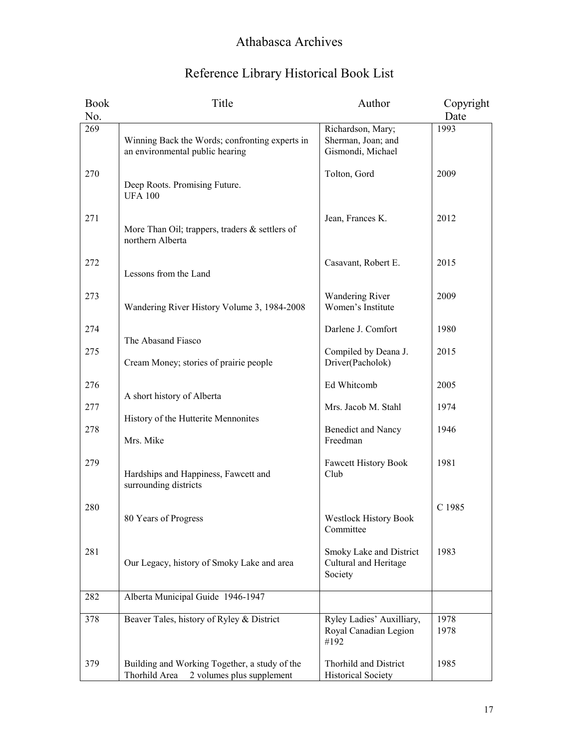# Athabasca Archives

## Reference Library Historical Book List

| Book No. | Title | Author | Copyright Date |
|---|---|---|---|
| 269 | Winning Back the Words; confronting experts in an environmental public hearing | Richardson, Mary; Sherman, Joan; and Gismondi, Michael | 1993 |
| 270 | Deep Roots. Promising Future. UFA 100 | Tolton, Gord | 2009 |
| 271 | More Than Oil; trappers, traders & settlers of northern Alberta | Jean, Frances K. | 2012 |
| 272 | Lessons from the Land | Casavant, Robert E. | 2015 |
| 273 | Wandering River History Volume 3, 1984-2008 | Wandering River Women's Institute | 2009 |
| 274 | The Abasand Fiasco | Darlene J. Comfort | 1980 |
| 275 | Cream Money; stories of prairie people | Compiled by Deana J. Driver(Pacholok) | 2015 |
| 276 | A short history of Alberta | Ed Whitcomb | 2005 |
| 277 | History of the Hutterite Mennonites | Mrs. Jacob M. Stahl | 1974 |
| 278 | Mrs. Mike | Benedict and Nancy Freedman | 1946 |
| 279 | Hardships and Happiness, Fawcett and surrounding districts | Fawcett History Book Club | 1981 |
| 280 | 80 Years of Progress | Westlock History Book Committee | C 1985 |
| 281 | Our Legacy, history of Smoky Lake and area | Smoky Lake and District Cultural and Heritage Society | 1983 |
| 282 | Alberta Municipal Guide 1946-1947 | | |
| 378 | Beaver Tales, history of Ryley & District | Ryley Ladies' Auxilliary, Royal Canadian Legion #192 | 1978 1978 |
| 379 | Building and Working Together, a study of the Thorhild Area 2 volumes plus supplement | Thorhild and District Historical Society | 1985 |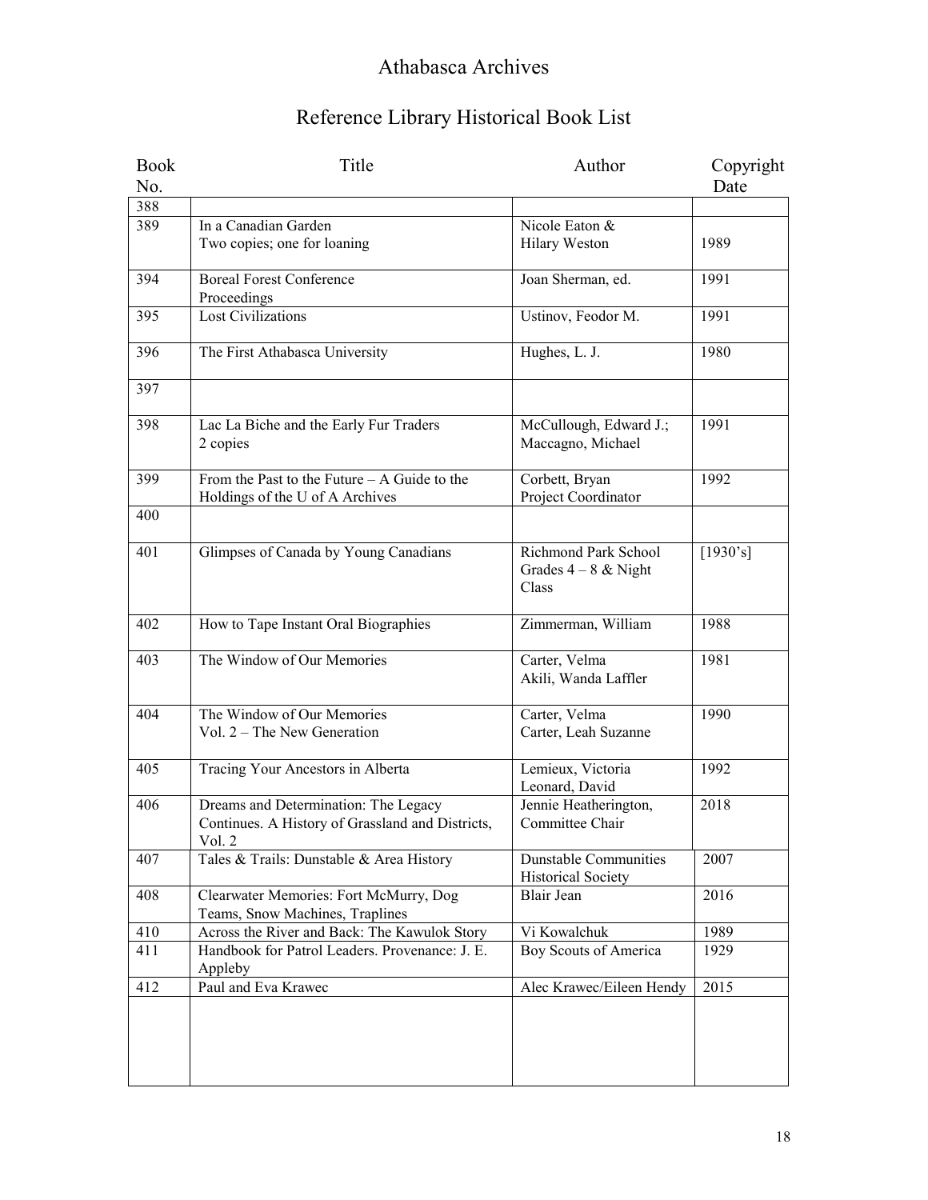# Athabasca Archives

## Reference Library Historical Book List

| Book No. | Title | Author | Copyright Date |
|---|---|---|---|
| 388 | | | |
| 389 | In a Canadian Garden<br>Two copies; one for loaning | Nicole Eaton &<br>Hilary Weston | 1989 |
| 394 | Boreal Forest Conference Proceedings | Joan Sherman, ed. | 1991 |
| 395 | Lost Civilizations | Ustinov, Feodor M. | 1991 |
| 396 | The First Athabasca University | Hughes, L. J. | 1980 |
| 397 | | | |
| 398 | Lac La Biche and the Early Fur Traders<br>2 copies | McCullough, Edward J.;<br>Maccagno, Michael | 1991 |
| 399 | From the Past to the Future – A Guide to the Holdings of the U of A Archives | Corbett, Bryan<br>Project Coordinator | 1992 |
| 400 | | | |
| 401 | Glimpses of Canada by Young Canadians | Richmond Park School Grades 4 – 8 & Night Class | [1930's] |
| 402 | How to Tape Instant Oral Biographies | Zimmerman, William | 1988 |
| 403 | The Window of Our Memories | Carter, Velma<br>Akili, Wanda Laffler | 1981 |
| 404 | The Window of Our Memories<br>Vol. 2 – The New Generation | Carter, Velma<br>Carter, Leah Suzanne | 1990 |
| 405 | Tracing Your Ancestors in Alberta | Lemieux, Victoria<br>Leonard, David | 1992 |
| 406 | Dreams and Determination: The Legacy Continues. A History of Grassland and Districts, Vol. 2 | Jennie Heatherington, Committee Chair | 2018 |
| 407 | Tales & Trails: Dunstable & Area History | Dunstable Communities Historical Society | 2007 |
| 408 | Clearwater Memories: Fort McMurry, Dog Teams, Snow Machines, Traplines | Blair Jean | 2016 |
| 410 | Across the River and Back: The Kawulok Story | Vi Kowalchuk | 1989 |
| 411 | Handbook for Patrol Leaders. Provenance: J. E. Appleby | Boy Scouts of America | 1929 |
| 412 | Paul and Eva Krawec | Alec Krawec/Eileen Hendy | 2015 |
| | | | |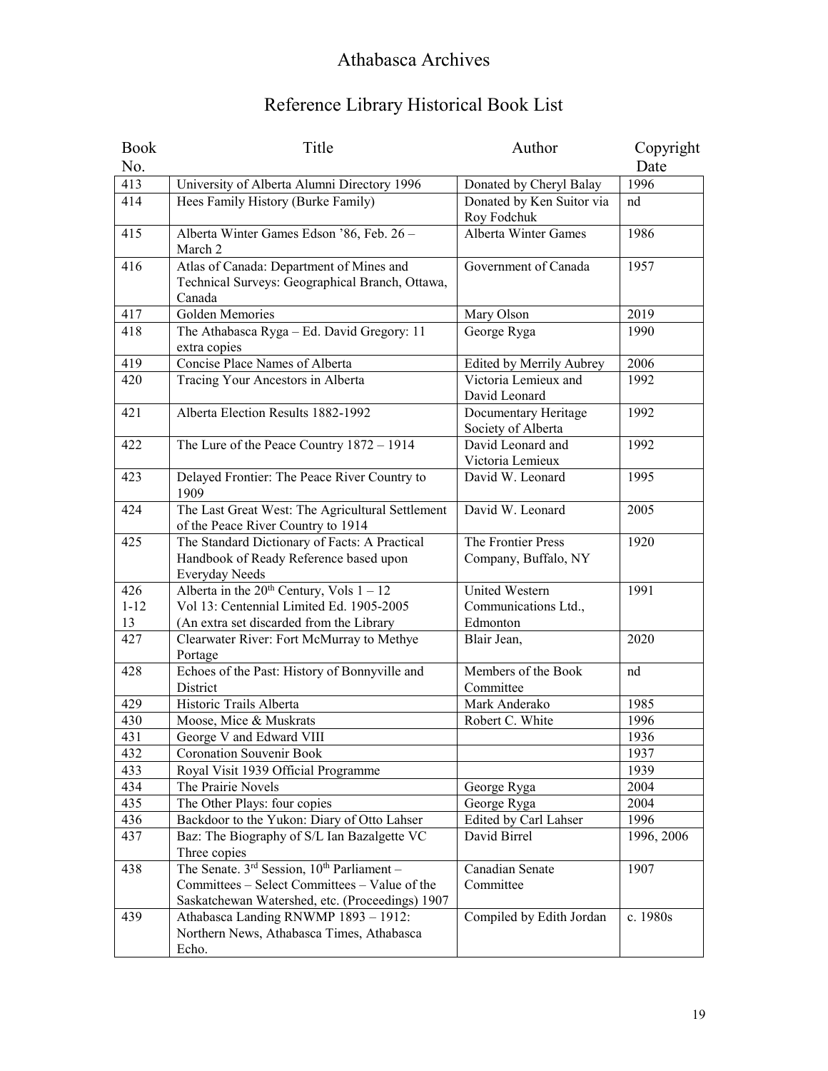# Athabasca Archives

## Reference Library Historical Book List

| Book No. | Title | Author | Copyright Date |
|---|---|---|---|
| 413 | University of Alberta Alumni Directory 1996 | Donated by Cheryl Balay | 1996 |
| 414 | Hees Family History (Burke Family) | Donated by Ken Suitor via Roy Fodchuk | nd |
| 415 | Alberta Winter Games Edson '86, Feb. 26 – March 2 | Alberta Winter Games | 1986 |
| 416 | Atlas of Canada: Department of Mines and Technical Surveys: Geographical Branch, Ottawa, Canada | Government of Canada | 1957 |
| 417 | Golden Memories | Mary Olson | 2019 |
| 418 | The Athabasca Ryga – Ed. David Gregory: 11 extra copies | George Ryga | 1990 |
| 419 | Concise Place Names of Alberta | Edited by Merrily Aubrey | 2006 |
| 420 | Tracing Your Ancestors in Alberta | Victoria Lemieux and David Leonard | 1992 |
| 421 | Alberta Election Results 1882-1992 | Documentary Heritage Society of Alberta | 1992 |
| 422 | The Lure of the Peace Country 1872 – 1914 | David Leonard and Victoria Lemieux | 1992 |
| 423 | Delayed Frontier: The Peace River Country to 1909 | David W. Leonard | 1995 |
| 424 | The Last Great West: The Agricultural Settlement of the Peace River Country to 1914 | David W. Leonard | 2005 |
| 425 | The Standard Dictionary of Facts: A Practical Handbook of Ready Reference based upon Everyday Needs | The Frontier Press Company, Buffalo, NY | 1920 |
| 426<br>1-12<br>13 | Alberta in the 20th Century, Vols 1 – 12<br>Vol 13: Centennial Limited Ed. 1905-2005<br>(An extra set discarded from the Library | United Western Communications Ltd., Edmonton | 1991 |
| 427 | Clearwater River: Fort McMurray to Methye Portage | Blair Jean, | 2020 |
| 428 | Echoes of the Past: History of Bonnyville and District | Members of the Book Committee | nd |
| 429 | Historic Trails Alberta | Mark Anderako | 1985 |
| 430 | Moose, Mice & Muskrats | Robert C. White | 1996 |
| 431 | George V and Edward VIII | | 1936 |
| 432 | Coronation Souvenir Book | | 1937 |
| 433 | Royal Visit 1939 Official Programme | | 1939 |
| 434 | The Prairie Novels | George Ryga | 2004 |
| 435 | The Other Plays: four copies | George Ryga | 2004 |
| 436 | Backdoor to the Yukon: Diary of Otto Lahser | Edited by Carl Lahser | 1996 |
| 437 | Baz: The Biography of S/L Ian Bazalgette VC Three copies | David Birrel | 1996, 2006 |
| 438 | The Senate. 3rd Session, 10th Parliament – Committees – Select Committees – Value of the Saskatchewan Watershed, etc. (Proceedings) 1907 | Canadian Senate Committee | 1907 |
| 439 | Athabasca Landing RNWMP 1893 – 1912: Northern News, Athabasca Times, Athabasca Echo. | Compiled by Edith Jordan | c. 1980s |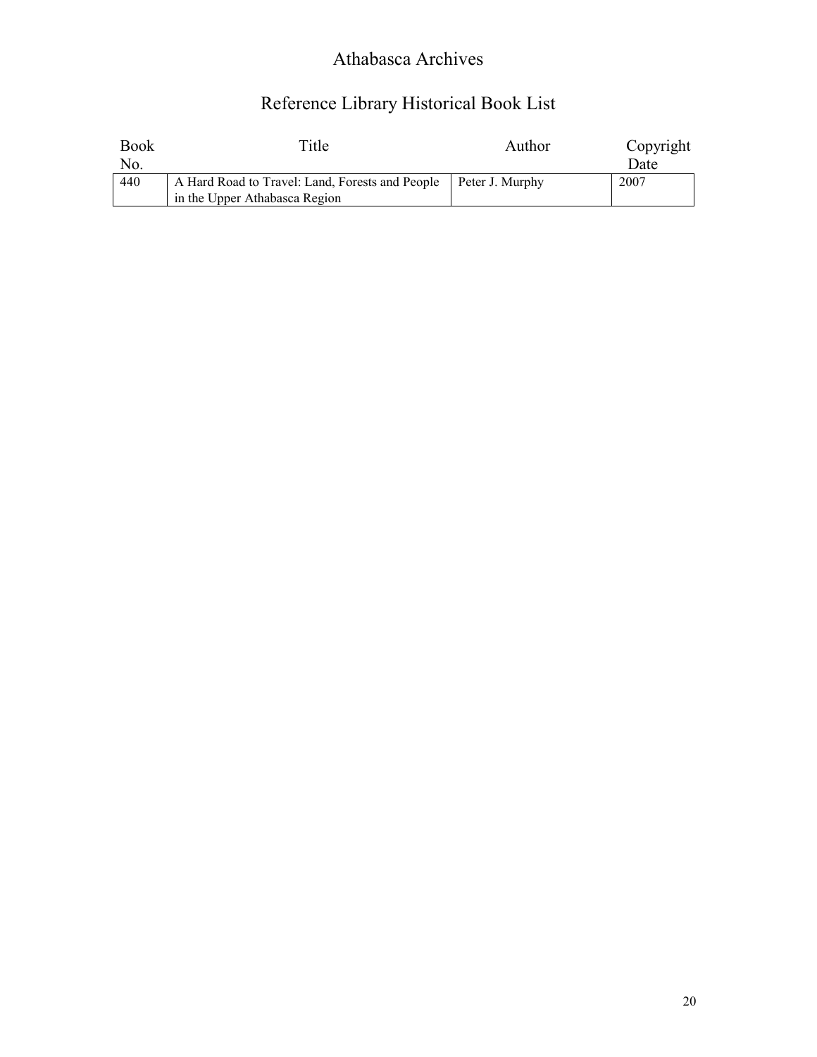# Athabasca Archives

## Reference Library Historical Book List

| Book No. | Title | Author | Copyright Date |
|---|---|---|---|
| 440 | A Hard Road to Travel: Land, Forests and People in the Upper Athabasca Region | Peter J. Murphy | 2007 |